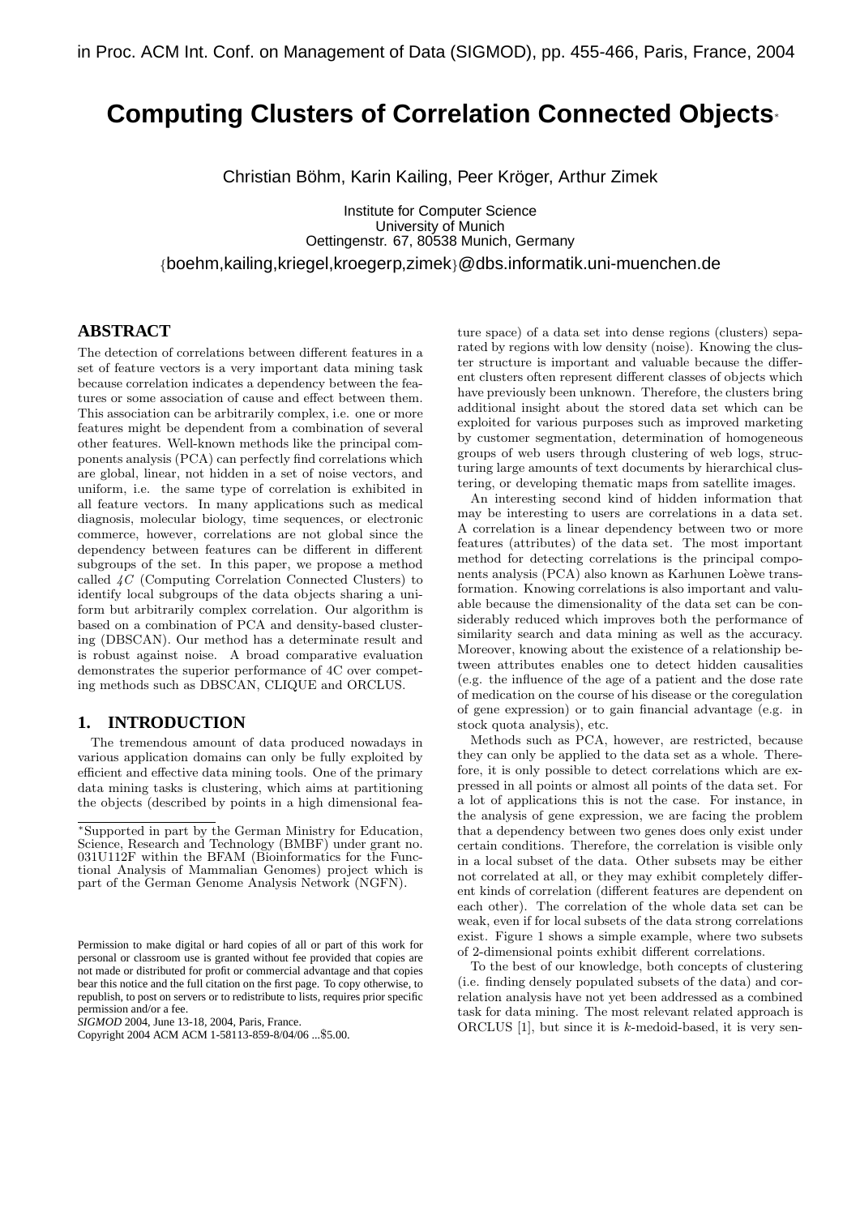in Proc. ACM Int. Conf. on Management of Data (SIGMOD), pp. 455-466, Paris, France, 2004

# Computing Clusters of Correlation Connected Objects*

Christian Böhm, Karin Kailing, Peer Kröger, Arthur Zimek

Institute for Computer Science
University of Munich
Oettingenstr. 67, 80538 Munich, Germany

{boehm,kailing,kriegel,kroegerp,zimek}@dbs.informatik.uni-muenchen.de

## ABSTRACT

The detection of correlations between different features in a set of feature vectors is a very important data mining task because correlation indicates a dependency between the features or some association of cause and effect between them. This association can be arbitrarily complex, i.e. one or more features might be dependent from a combination of several other features. Well-known methods like the principal components analysis (PCA) can perfectly find correlations which are global, linear, not hidden in a set of noise vectors, and uniform, i.e. the same type of correlation is exhibited in all feature vectors. In many applications such as medical diagnosis, molecular biology, time sequences, or electronic commerce, however, correlations are not global since the dependency between features can be different in different subgroups of the set. In this paper, we propose a method called *4C* (Computing Correlation Connected Clusters) to identify local subgroups of the data objects sharing a uniform but arbitrarily complex correlation. Our algorithm is based on a combination of PCA and density-based clustering (DBSCAN). Our method has a determinate result and is robust against noise. A broad comparative evaluation demonstrates the superior performance of 4C over competing methods such as DBSCAN, CLIQUE and ORCLUS.

## 1. INTRODUCTION

The tremendous amount of data produced nowadays in various application domains can only be fully exploited by efficient and effective data mining tools. One of the primary data mining tasks is clustering, which aims at partitioning the objects (described by points in a high dimensional feature space) of a data set into dense regions (clusters) separated by regions with low density (noise). Knowing the cluster structure is important and valuable because the different clusters often represent different classes of objects which have previously been unknown. Therefore, the clusters bring additional insight about the stored data set which can be exploited for various purposes such as improved marketing by customer segmentation, determination of homogeneous groups of web users through clustering of web logs, structuring large amounts of text documents by hierarchical clustering, or developing thematic maps from satellite images.

An interesting second kind of hidden information that may be interesting to users are correlations in a data set. A correlation is a linear dependency between two or more features (attributes) of the data set. The most important method for detecting correlations is the principal components analysis (PCA) also known as Karhunen Loèwe transformation. Knowing correlations is also important and valuable because the dimensionality of the data set can be considerably reduced which improves both the performance of similarity search and data mining as well as the accuracy. Moreover, knowing about the existence of a relationship between attributes enables one to detect hidden causalities (e.g. the influence of the age of a patient and the dose rate of medication on the course of his disease or the coregulation of gene expression) or to gain financial advantage (e.g. in stock quota analysis), etc.

Methods such as PCA, however, are restricted, because they can only be applied to the data set as a whole. Therefore, it is only possible to detect correlations which are expressed in all points or almost all points of the data set. For a lot of applications this is not the case. For instance, in the analysis of gene expression, we are facing the problem that a dependency between two genes does only exist under certain conditions. Therefore, the correlation is visible only in a local subset of the data. Other subsets may be either not correlated at all, or they may exhibit completely different kinds of correlation (different features are dependent on each other). The correlation of the whole data set can be weak, even if for local subsets of the data strong correlations exist. Figure 1 shows a simple example, where two subsets of 2-dimensional points exhibit different correlations.

To the best of our knowledge, both concepts of clustering (i.e. finding densely populated subsets of the data) and correlation analysis have not yet been addressed as a combined task for data mining. The most relevant related approach is ORCLUS [1], but since it is $k$-medoid-based, it is very sen-

*Supported in part by the German Ministry for Education, Science, Research and Technology (BMBF) under grant no. 031U112F within the BFAM (Bioinformatics for the Functional Analysis of Mammalian Genomes) project which is part of the German Genome Analysis Network (NGFN).

Permission to make digital or hard copies of all or part of this work for personal or classroom use is granted without fee provided that copies are not made or distributed for profit or commercial advantage and that copies bear this notice and the full citation on the first page. To copy otherwise, to republish, to post on servers or to redistribute to lists, requires prior specific permission and/or a fee.
*SIGMOD* 2004, June 13-18, 2004, Paris, France.
Copyright 2004 ACM ACM 1-58113-859-8/04/06 ...$5.00.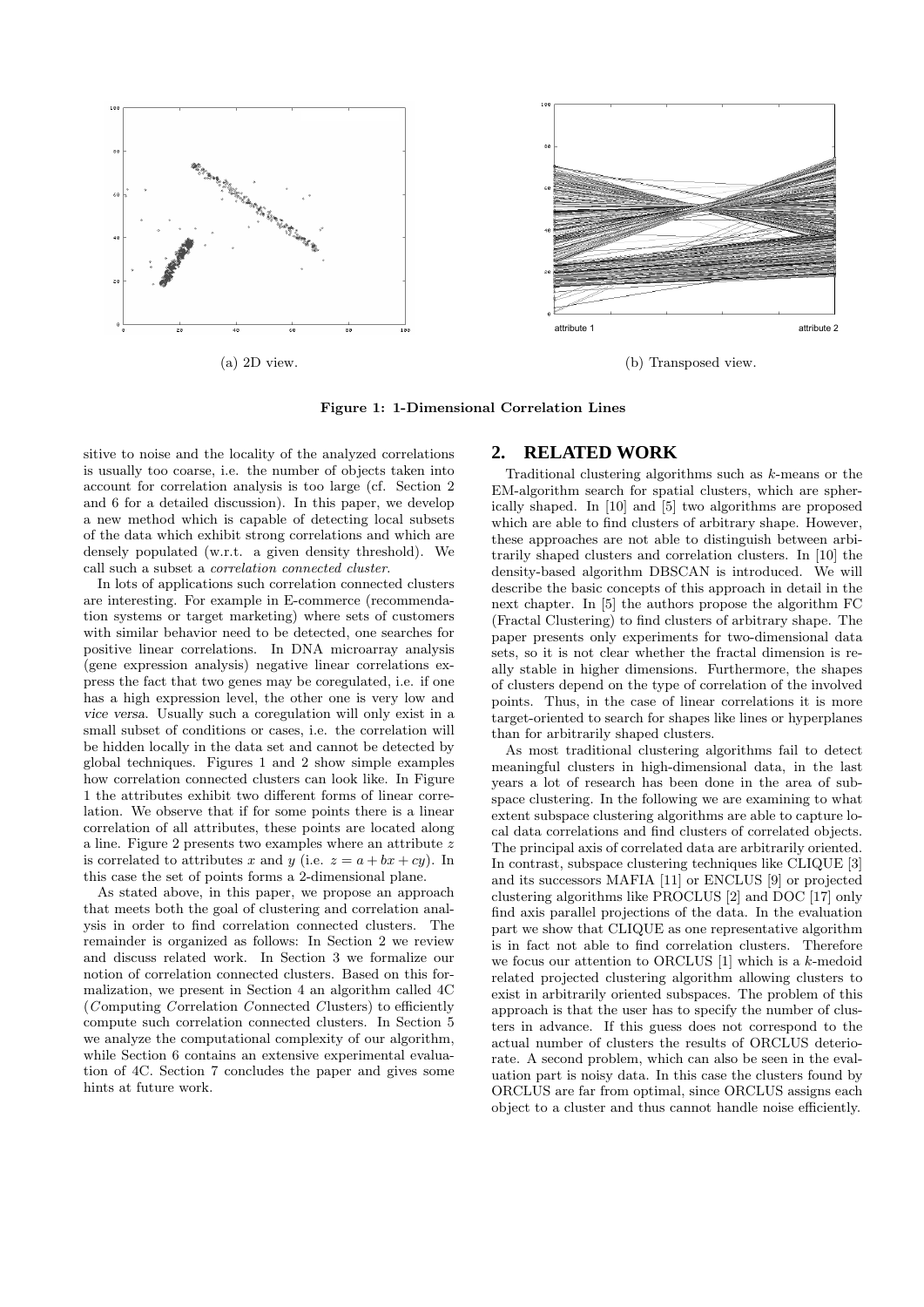(a) 2D view.

(b) Transposed view.

**Figure 1: 1-Dimensional Correlation Lines**

sitive to noise and the locality of the analyzed correlations is usually too coarse, i.e. the number of objects taken into account for correlation analysis is too large (cf. Section 2 and 6 for a detailed discussion). In this paper, we develop a new method which is capable of detecting local subsets of the data which exhibit strong correlations and which are densely populated (w.r.t. a given density threshold). We call such a subset a *correlation connected cluster*.

In lots of applications such correlation connected clusters are interesting. For example in E-commerce (recommendation systems or target marketing) where sets of customers with similar behavior need to be detected, one searches for positive linear correlations. In DNA microarray analysis (gene expression analysis) negative linear correlations express the fact that two genes may be coregulated, i.e. if one has a high expression level, the other one is very low and *vice versa*. Usually such a coregulation will only exist in a small subset of conditions or cases, i.e. the correlation will be hidden locally in the data set and cannot be detected by global techniques. Figures 1 and 2 show simple examples how correlation connected clusters can look like. In Figure 1 the attributes exhibit two different forms of linear correlation. We observe that if for some points there is a linear correlation of all attributes, these points are located along a line. Figure 2 presents two examples where an attribute $z$ is correlated to attributes $x$ and $y$ (i.e. $z = a + bx + cy$). In this case the set of points forms a 2-dimensional plane.

As stated above, in this paper, we propose an approach that meets both the goal of clustering and correlation analysis in order to find correlation connected clusters. The remainder is organized as follows: In Section 2 we review and discuss related work. In Section 3 we formalize our notion of correlation connected clusters. Based on this formalization, we present in Section 4 an algorithm called 4C (*C*omputing *C*orrelation *C*onnected *C*lusters) to efficiently compute such correlation connected clusters. In Section 5 we analyze the computational complexity of our algorithm, while Section 6 contains an extensive experimental evaluation of 4C. Section 7 concludes the paper and gives some hints at future work.

## 2. RELATED WORK

Traditional clustering algorithms such as $k$-means or the EM-algorithm search for spatial clusters, which are spherically shaped. In [10] and [5] two algorithms are proposed which are able to find clusters of arbitrary shape. However, these approaches are not able to distinguish between arbitrarily shaped clusters and correlation clusters. In [10] the density-based algorithm DBSCAN is introduced. We will describe the basic concepts of this approach in detail in the next chapter. In [5] the authors propose the algorithm FC (Fractal Clustering) to find clusters of arbitrary shape. The paper presents only experiments for two-dimensional data sets, so it is not clear whether the fractal dimension is really stable in higher dimensions. Furthermore, the shapes of clusters depend on the type of correlation of the involved points. Thus, in the case of linear correlations it is more target-oriented to search for shapes like lines or hyperplanes than for arbitrarily shaped clusters.

As most traditional clustering algorithms fail to detect meaningful clusters in high-dimensional data, in the last years a lot of research has been done in the area of subspace clustering. In the following we are examining to what extent subspace clustering algorithms are able to capture local data correlations and find clusters of correlated objects. The principal axis of correlated data are arbitrarily oriented. In contrast, subspace clustering techniques like CLIQUE [3] and its successors MAFIA [11] or ENCLUS [9] or projected clustering algorithms like PROCLUS [2] and DOC [17] only find axis parallel projections of the data. In the evaluation part we show that CLIQUE as one representative algorithm is in fact not able to find correlation clusters. Therefore we focus our attention to ORCLUS [1] which is a $k$-medoid related projected clustering algorithm allowing clusters to exist in arbitrarily oriented subspaces. The problem of this approach is that the user has to specify the number of clusters in advance. If this guess does not correspond to the actual number of clusters the results of ORCLUS deteriorate. A second problem, which can also be seen in the evaluation part is noisy data. In this case the clusters found by ORCLUS are far from optimal, since ORCLUS assigns each object to a cluster and thus cannot handle noise efficiently.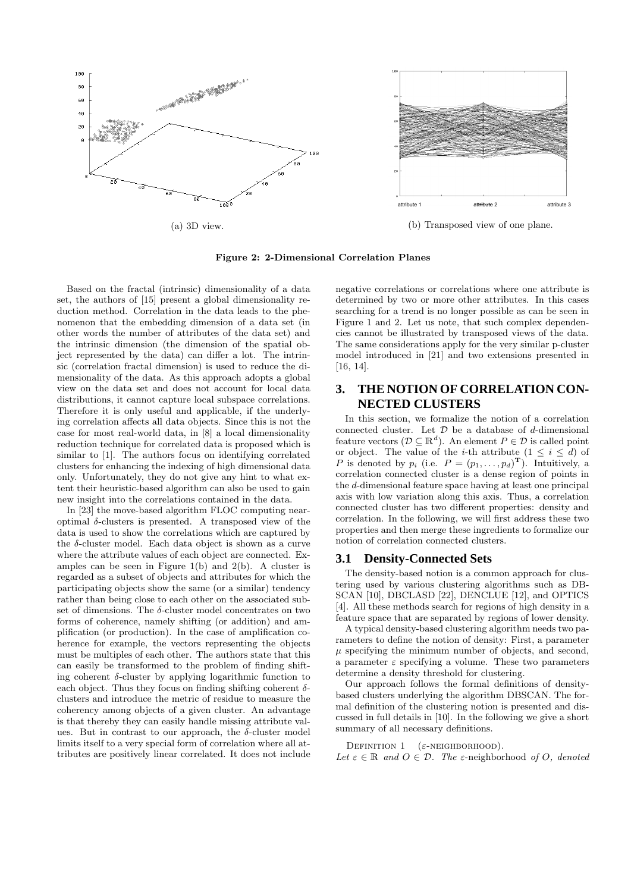(a) 3D view.

(b) Transposed view of one plane.

**Figure 2: 2-Dimensional Correlation Planes**

Based on the fractal (intrinsic) dimensionality of a data set, the authors of [15] present a global dimensionality reduction method. Correlation in the data leads to the phenomenon that the embedding dimension of a data set (in other words the number of attributes of the data set) and the intrinsic dimension (the dimension of the spatial object represented by the data) can differ a lot. The intrinsic (correlation fractal dimension) is used to reduce the dimensionality of the data. As this approach adopts a global view on the data set and does not account for local data distributions, it cannot capture local subspace correlations. Therefore it is only useful and applicable, if the underlying correlation affects all data objects. Since this is not the case for most real-world data, in [8] a local dimensionality reduction technique for correlated data is proposed which is similar to [1]. The authors focus on identifying correlated clusters for enhancing the indexing of high dimensional data only. Unfortunately, they do not give any hint to what extent their heuristic-based algorithm can also be used to gain new insight into the correlations contained in the data.

In [23] the move-based algorithm FLOC computing near-optimal $\delta$-clusters is presented. A transposed view of the data is used to show the correlations which are captured by the $\delta$-cluster model. Each data object is shown as a curve where the attribute values of each object are connected. Examples can be seen in Figure 1(b) and 2(b). A cluster is regarded as a subset of objects and attributes for which the participating objects show the same (or a similar) tendency rather than being close to each other on the associated subset of dimensions. The $\delta$-cluster model concentrates on two forms of coherence, namely shifting (or addition) and amplification (or production). In the case of amplification coherence for example, the vectors representing the objects must be multiples of each other. The authors state that this can easily be transformed to the problem of finding shifting coherent $\delta$-cluster by applying logarithmic function to each object. Thus they focus on finding shifting coherent $\delta$-clusters and introduce the metric of residue to measure the coherency among objects of a given cluster. An advantage is that thereby they can easily handle missing attribute values. But in contrast to our approach, the $\delta$-cluster model limits itself to a very special form of correlation where all attributes are positively linear correlated. It does not include negative correlations or correlations where one attribute is determined by two or more other attributes. In this cases searching for a trend is no longer possible as can be seen in Figure 1 and 2. Let us note, that such complex dependencies cannot be illustrated by transposed views of the data. The same considerations apply for the very similar p-cluster model introduced in [21] and two extensions presented in [16, 14].

# 3. THE NOTION OF CORRELATION CONNECTED CLUSTERS

In this section, we formalize the notion of a correlation connected cluster. Let $\mathcal{D}$ be a database of $d$-dimensional feature vectors ($\mathcal{D} \subseteq \mathbb{R}^d$). An element $P \in \mathcal{D}$ is called point or object. The value of the $i$-th attribute ($1 \leq i \leq d$) of $P$ is denoted by $p_i$ (i.e. $P = (p_1, \ldots, p_d)^{\mathbf{T}}$). Intuitively, a correlation connected cluster is a dense region of points in the $d$-dimensional feature space having at least one principal axis with low variation along this axis. Thus, a correlation connected cluster has two different properties: density and correlation. In the following, we will first address these two properties and then merge these ingredients to formalize our notion of correlation connected clusters.

## 3.1 Density-Connected Sets

The density-based notion is a common approach for clustering used by various clustering algorithms such as DBSCAN [10], DBCLASD [22], DENCLUE [12], and OPTICS [4]. All these methods search for regions of high density in a feature space that are separated by regions of lower density.

A typical density-based clustering algorithm needs two parameters to define the notion of density: First, a parameter $\mu$ specifying the minimum number of objects, and second, a parameter $\varepsilon$ specifying a volume. These two parameters determine a density threshold for clustering.

Our approach follows the formal definitions of density-based clusters underlying the algorithm DBSCAN. The formal definition of the clustering notion is presented and discussed in full details in [10]. In the following we give a short summary of all necessary definitions.

Definition 1 ($\varepsilon$-neighborhood).
*Let $\varepsilon \in \mathbb{R}$ and $O \in \mathcal{D}$. The* $\varepsilon$-neighborhood *of $O$, denoted*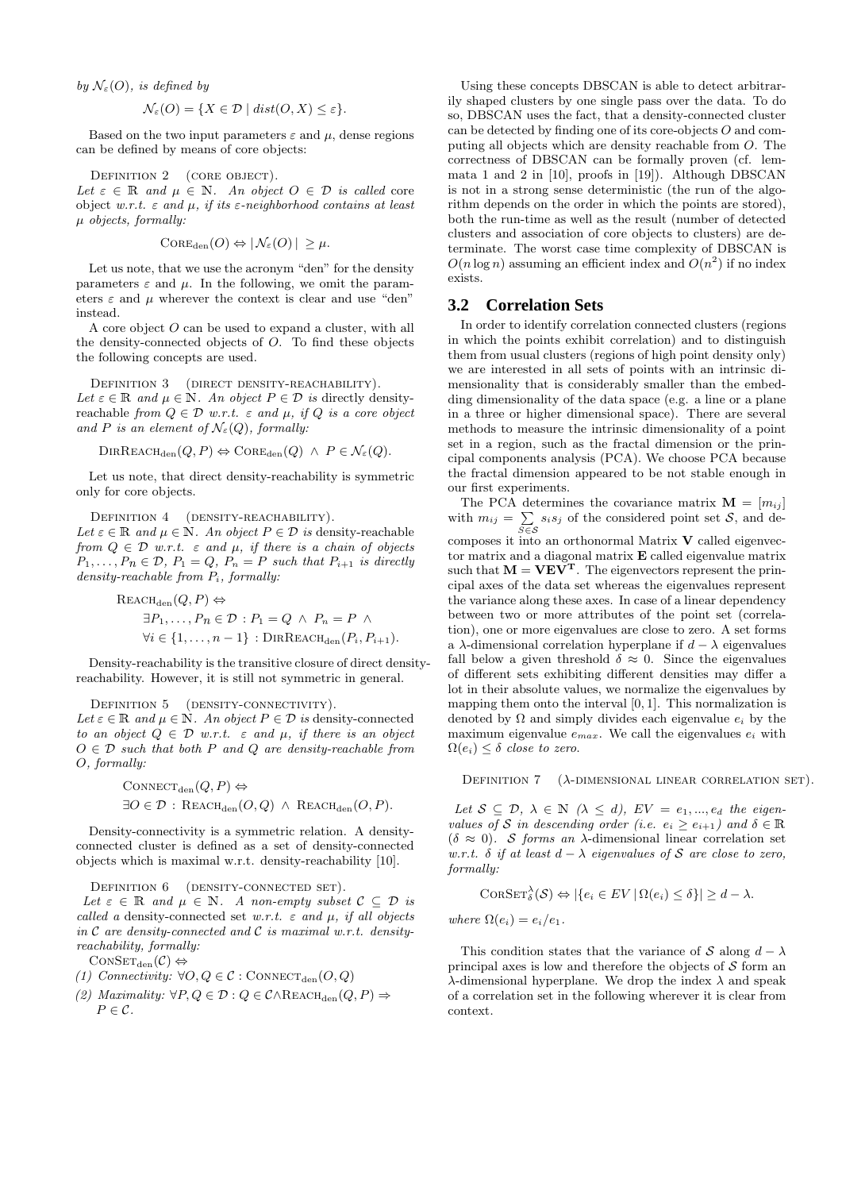by $\mathcal{N}_\varepsilon(O)$, *is defined by*

$$\mathcal{N}_\varepsilon(O) = \{X \in \mathcal{D} \mid dist(O, X) \leq \varepsilon\}.$$

Based on the two input parameters $\varepsilon$ and $\mu$, dense regions can be defined by means of core objects:

Definition 2 (core object). *Let $\varepsilon \in \mathbb{R}$ and $\mu \in \mathbb{N}$. An object $O \in \mathcal{D}$ is called* core object *w.r.t. $\varepsilon$ and $\mu$, if its $\varepsilon$-neighborhood contains at least $\mu$ objects, formally:*

$$\text{Core}_{\text{den}}(O) \Leftrightarrow |\mathcal{N}_\varepsilon(O)| \geq \mu.$$

Let us note, that we use the acronym "den" for the density parameters $\varepsilon$ and $\mu$. In the following, we omit the parameters $\varepsilon$ and $\mu$ wherever the context is clear and use "den" instead.

A core object $O$ can be used to expand a cluster, with all the density-connected objects of $O$. To find these objects the following concepts are used.

Definition 3 (direct density-reachability). *Let $\varepsilon \in \mathbb{R}$ and $\mu \in \mathbb{N}$. An object $P \in \mathcal{D}$ is* directly density-reachable *from $Q \in \mathcal{D}$ w.r.t. $\varepsilon$ and $\mu$, if $Q$ is a core object and $P$ is an element of $\mathcal{N}_\varepsilon(Q)$, formally:*

$$\text{DirReach}_{\text{den}}(Q, P) \Leftrightarrow \text{Core}_{\text{den}}(Q) \wedge P \in \mathcal{N}_\varepsilon(Q).$$

Let us note, that direct density-reachability is symmetric only for core objects.

Definition 4 (density-reachability). *Let $\varepsilon \in \mathbb{R}$ and $\mu \in \mathbb{N}$. An object $P \in \mathcal{D}$ is* density-reachable *from $Q \in \mathcal{D}$ w.r.t. $\varepsilon$ and $\mu$, if there is a chain of objects $P_1, \ldots, P_n \in \mathcal{D}$, $P_1 = Q$, $P_n = P$ such that $P_{i+1}$ is directly density-reachable from $P_i$, formally:*

$$\begin{aligned}
&\text{Reach}_{\text{den}}(Q, P) \Leftrightarrow \\
&\quad \exists P_1, \ldots, P_n \in \mathcal{D} : P_1 = Q \wedge P_n = P \wedge \\
&\quad \forall i \in \{1, \ldots, n-1\} : \text{DirReach}_{\text{den}}(P_i, P_{i+1}).
\end{aligned}$$

Density-reachability is the transitive closure of direct density-reachability. However, it is still not symmetric in general.

Definition 5 (density-connectivity). *Let $\varepsilon \in \mathbb{R}$ and $\mu \in \mathbb{N}$. An object $P \in \mathcal{D}$ is* density-connected *to an object $Q \in \mathcal{D}$ w.r.t. $\varepsilon$ and $\mu$, if there is an object $O \in \mathcal{D}$ such that both $P$ and $Q$ are density-reachable from $O$, formally:*

$$\begin{aligned}
&\text{Connect}_{\text{den}}(Q, P) \Leftrightarrow \\
&\exists O \in \mathcal{D} : \text{Reach}_{\text{den}}(O, Q) \wedge \text{Reach}_{\text{den}}(O, P).
\end{aligned}$$

Density-connectivity is a symmetric relation. A density-connected cluster is defined as a set of density-connected objects which is maximal w.r.t. density-reachability [10].

Definition 6 (density-connected set). *Let $\varepsilon \in \mathbb{R}$ and $\mu \in \mathbb{N}$. A non-empty subset $\mathcal{C} \subseteq \mathcal{D}$ is called a* density-connected set *w.r.t. $\varepsilon$ and $\mu$, if all objects in $\mathcal{C}$ are density-connected and $\mathcal{C}$ is maximal w.r.t. density-reachability, formally:*

$\text{ConSet}_{\text{den}}(\mathcal{C}) \Leftrightarrow$

*(1) Connectivity: $\forall O, Q \in \mathcal{C} : \text{Connect}_{\text{den}}(O, Q)$*

*(2) Maximality: $\forall P, Q \in \mathcal{D} : Q \in \mathcal{C} \wedge \text{Reach}_{\text{den}}(Q, P) \Rightarrow P \in \mathcal{C}$.*

Using these concepts DBSCAN is able to detect arbitrarily shaped clusters by one single pass over the data. To do so, DBSCAN uses the fact, that a density-connected cluster can be detected by finding one of its core-objects $O$ and computing all objects which are density reachable from $O$. The correctness of DBSCAN can be formally proven (cf. lemmata 1 and 2 in [10], proofs in [19]). Although DBSCAN is not in a strong sense deterministic (the run of the algorithm depends on the order in which the points are stored), both the run-time as well as the result (number of detected clusters and association of core objects to clusters) are determinate. The worst case time complexity of DBSCAN is $O(n \log n)$ assuming an efficient index and $O(n^2)$ if no index exists.

## 3.2 Correlation Sets

In order to identify correlation connected clusters (regions in which the points exhibit correlation) and to distinguish them from usual clusters (regions of high point density only) we are interested in all sets of points with an intrinsic dimensionality that is considerably smaller than the embedding dimensionality of the data space (e.g. a line or a plane in a three or higher dimensional space). There are several methods to measure the intrinsic dimensionality of a point set in a region, such as the fractal dimension or the principal components analysis (PCA). We choose PCA because the fractal dimension appeared to be not stable enough in our first experiments.

The PCA determines the covariance matrix $\mathbf{M} = [m_{ij}]$ with $m_{ij} = \sum_{S \in \mathcal{S}} s_i s_j$ of the considered point set $\mathcal{S}$, and decomposes it into an orthonormal Matrix $\mathbf{V}$ called eigenvector matrix and a diagonal matrix $\mathbf{E}$ called eigenvalue matrix such that $\mathbf{M} = \mathbf{VEV^T}$. The eigenvectors represent the principal axes of the data set whereas the eigenvalues represent the variance along these axes. In case of a linear dependency between two or more attributes of the point set (correlation), one or more eigenvalues are close to zero. A set forms a $\lambda$-dimensional correlation hyperplane if $d - \lambda$ eigenvalues fall below a given threshold $\delta \approx 0$. Since the eigenvalues of different sets exhibiting different densities may differ a lot in their absolute values, we normalize the eigenvalues by mapping them onto the interval $[0, 1]$. This normalization is denoted by $\Omega$ and simply divides each eigenvalue $e_i$ by the maximum eigenvalue $e_{max}$. We call the eigenvalues $e_i$ with $\Omega(e_i) \leq \delta$ *close to zero*.

Definition 7 ($\lambda$-dimensional linear correlation set).

*Let $\mathcal{S} \subseteq \mathcal{D}$, $\lambda \in \mathbb{N}$ ($\lambda \leq d$), $EV = e_1, ..., e_d$ the eigenvalues of $\mathcal{S}$ in descending order (i.e. $e_i \geq e_{i+1}$) and $\delta \in \mathbb{R}$ ($\delta \approx 0$). $\mathcal{S}$ forms an* $\lambda$-dimensional linear correlation set *w.r.t. $\delta$ if at least $d - \lambda$ eigenvalues of $\mathcal{S}$ are close to zero, formally:*

$$\text{CorSet}^\lambda_\delta(\mathcal{S}) \Leftrightarrow |\{e_i \in EV \mid \Omega(e_i) \leq \delta\}| \geq d - \lambda.$$

*where $\Omega(e_i) = e_i / e_1$.*

This condition states that the variance of $\mathcal{S}$ along $d - \lambda$ principal axes is low and therefore the objects of $\mathcal{S}$ form an $\lambda$-dimensional hyperplane. We drop the index $\lambda$ and speak of a correlation set in the following wherever it is clear from context.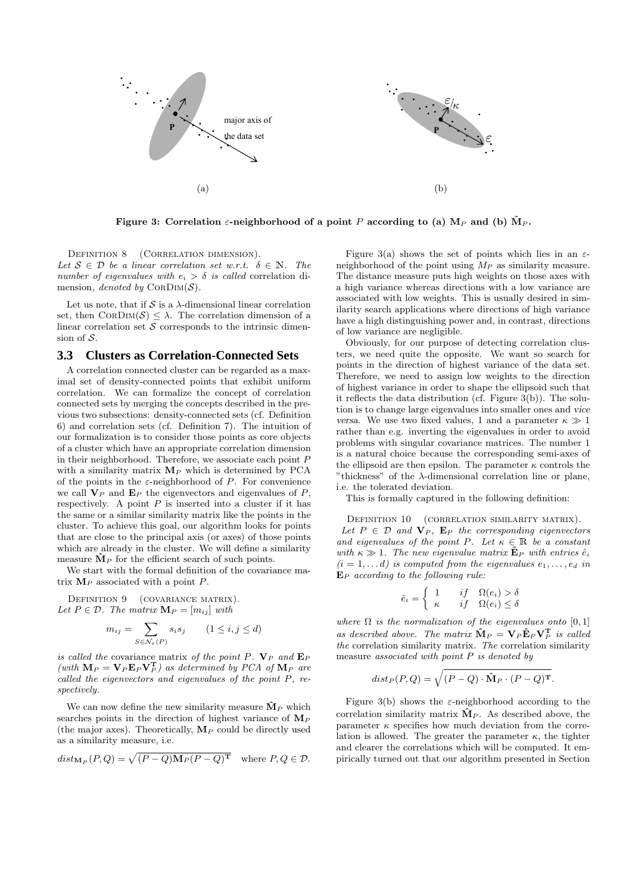**Figure 3: Correlation $\varepsilon$-neighborhood of a point $P$ according to (a) $\mathbf{M}_P$ and (b) $\hat{\mathbf{M}}_P$.**

Definition 8 (Correlation dimension). *Let $\mathcal{S} \in \mathcal{D}$ be a linear correlation set w.r.t. $\delta \in \mathbb{N}$. The number of eigenvalues with $e_i > \delta$ is called* correlation dimension, *denoted by* $\text{CorDim}(\mathcal{S})$.

Let us note, that if $\mathcal{S}$ is a $\lambda$-dimensional linear correlation set, then $\text{CorDim}(\mathcal{S}) \leq \lambda$. The correlation dimension of a linear correlation set $\mathcal{S}$ corresponds to the intrinsic dimension of $\mathcal{S}$.

### 3.3 Clusters as Correlation-Connected Sets

A correlation connected cluster can be regarded as a maximal set of density-connected points that exhibit uniform correlation. We can formalize the concept of correlation connected sets by merging the concepts described in the previous two subsections: density-connected sets (cf. Definition 6) and correlation sets (cf. Definition 7). The intuition of our formalization is to consider those points as core objects of a cluster which have an appropriate correlation dimension in their neighborhood. Therefore, we associate each point $P$ with a similarity matrix $\mathbf{M}_P$ which is determined by PCA of the points in the $\varepsilon$-neighborhood of $P$. For convenience we call $\mathbf{V}_P$ and $\mathbf{E}_P$ the eigenvectors and eigenvalues of $P$, respectively. A point $P$ is inserted into a cluster if it has the same or a similar similarity matrix like the points in the cluster. To achieve this goal, our algorithm looks for points that are close to the principal axis (or axes) of those points which are already in the cluster. We will define a similarity measure $\hat{\mathbf{M}}_P$ for the efficient search of such points.

We start with the formal definition of the covariance matrix $\mathbf{M}_P$ associated with a point $P$.

Definition 9 (covariance matrix). *Let $P \in \mathcal{D}$. The matrix $\mathbf{M}_P = [m_{ij}]$ with*

$$m_{ij} = \sum_{S \in \mathcal{N}_\varepsilon(P)} s_i s_j \qquad (1 \leq i, j \leq d)$$

*is called the* covariance matrix *of the point $P$. $\mathbf{V}_P$ and $\mathbf{E}_P$ (with $\mathbf{M}_P = \mathbf{V}_P \mathbf{E}_P \mathbf{V}_P^{\mathbf{T}}$) as determined by PCA of $\mathbf{M}_P$ are called the eigenvectors and eigenvalues of the point $P$, respectively.*

We can now define the new similarity measure $\hat{\mathbf{M}}_P$ which searches points in the direction of highest variance of $\mathbf{M}_P$ (the major axes). Theoretically, $\mathbf{M}_P$ could be directly used as a similarity measure, i.e.

$$dist_{\mathbf{M}_P}(P, Q) = \sqrt{(P - Q)\mathbf{M}_P(P - Q)^{\mathbf{T}}} \quad \text{where } P, Q \in \mathcal{D}.$$

Figure 3(a) shows the set of points which lies in an $\varepsilon$-neighborhood of the point using $M_P$ as similarity measure. The distance measure puts high weights on those axes with a high variance whereas directions with a low variance are associated with low weights. This is usually desired in similarity search applications where directions of high variance have a high distinguishing power and, in contrast, directions of low variance are negligible.

Obviously, for our purpose of detecting correlation clusters, we need quite the opposite. We want so search for points in the direction of highest variance of the data set. Therefore, we need to assign low weights to the direction of highest variance in order to shape the ellipsoid such that it reflects the data distribution (cf. Figure 3(b)). The solution is to change large eigenvalues into smaller ones and *vice versa*. We use two fixed values, 1 and a parameter $\kappa \gg 1$ rather than e.g. inverting the eigenvalues in order to avoid problems with singular covariance matrices. The number 1 is a natural choice because the corresponding semi-axes of the ellipsoid are then epsilon. The parameter $\kappa$ controls the "thickness" of the $\lambda$-dimensional correlation line or plane, i.e. the tolerated deviation.

This is formally captured in the following definition:

Definition 10 (correlation similarity matrix). *Let $P \in \mathcal{D}$ and $\mathbf{V}_P$, $\mathbf{E}_P$ the corresponding eigenvectors and eigenvalues of the point $P$. Let $\kappa \in \mathbb{R}$ be a constant with $\kappa \gg 1$. The new eigenvalue matrix $\hat{\mathbf{E}}_P$ with entries $\hat{e}_i$ $(i = 1, \ldots d)$ is computed from the eigenvalues $e_1, \ldots, e_d$ in $\mathbf{E}_P$ according to the following rule:*

$$\hat{e}_i = \begin{cases} 1 & if \quad \Omega(e_i) > \delta \\ \kappa & if \quad \Omega(e_i) \leq \delta \end{cases}$$

*where $\Omega$ is the normalization of the eigenvalues onto $[0, 1]$ as described above. The matrix $\hat{\mathbf{M}}_P = \mathbf{V}_P \hat{\mathbf{E}}_P \mathbf{V}_P^{\mathbf{T}}$ is called the* correlation similarity matrix. *The* correlation similarity measure *associated with point $P$ is denoted by*

$$dist_P(P, Q) = \sqrt{(P - Q) \cdot \hat{\mathbf{M}}_P \cdot (P - Q)^{\mathbf{T}}}.$$

Figure 3(b) shows the $\varepsilon$-neighborhood according to the correlation similarity matrix $\hat{\mathbf{M}}_P$. As described above, the parameter $\kappa$ specifies how much deviation from the correlation is allowed. The greater the parameter $\kappa$, the tighter and clearer the correlations which will be computed. It empirically turned out that our algorithm presented in Section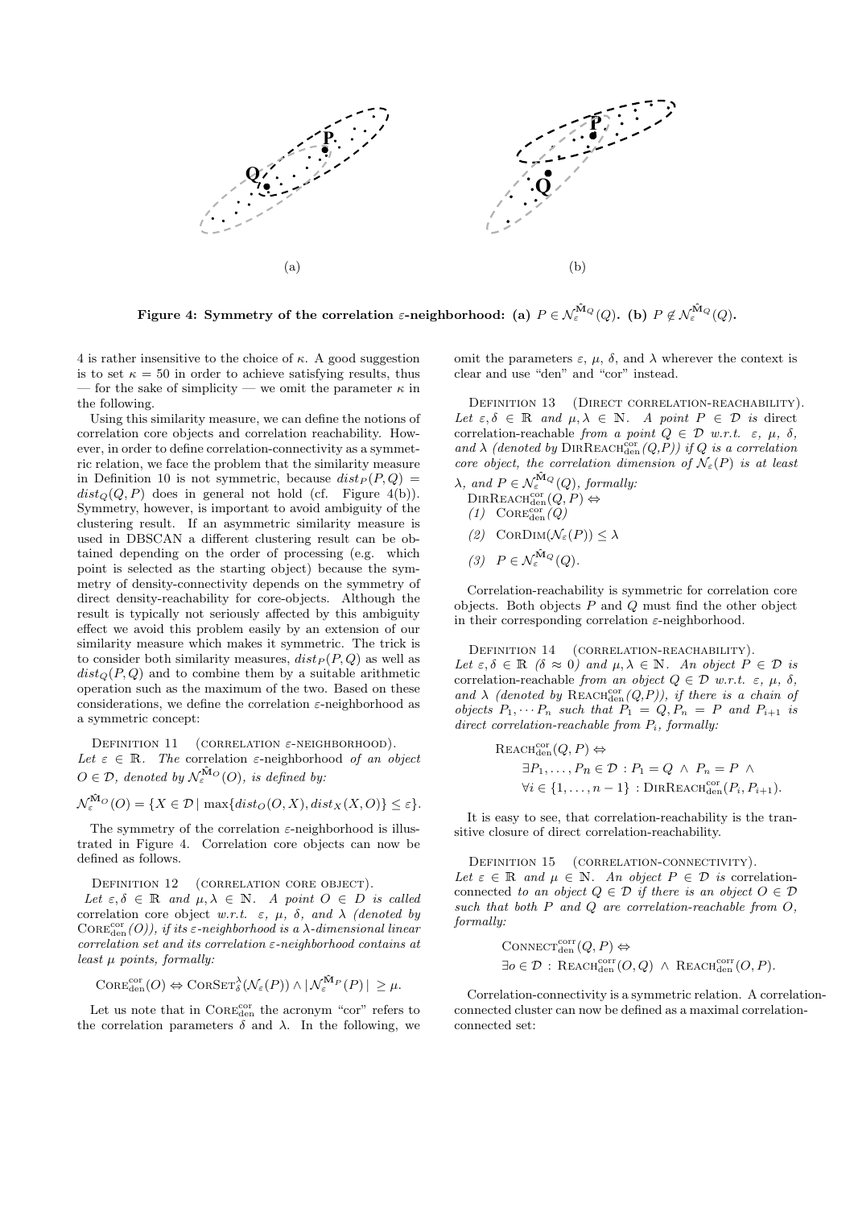(a) (b)

**Figure 4: Symmetry of the correlation $\varepsilon$-neighborhood: (a) $P \in \mathcal{N}_\varepsilon^{\hat{\mathbf{M}}_Q}(Q)$. (b) $P \notin \mathcal{N}_\varepsilon^{\hat{\mathbf{M}}_Q}(Q)$.**

4 is rather insensitive to the choice of $\kappa$. A good suggestion is to set $\kappa = 50$ in order to achieve satisfying results, thus — for the sake of simplicity — we omit the parameter $\kappa$ in the following.

Using this similarity measure, we can define the notions of correlation core objects and correlation reachability. However, in order to define correlation-connectivity as a symmetric relation, we face the problem that the similarity measure in Definition 10 is not symmetric, because $dist_P(P, Q) = dist_Q(Q, P)$ does in general not hold (cf. Figure 4(b)). Symmetry, however, is important to avoid ambiguity of the clustering result. If an asymmetric similarity measure is used in DBSCAN a different clustering result can be obtained depending on the order of processing (e.g. which point is selected as the starting object) because the symmetry of density-connectivity depends on the symmetry of direct density-reachability for core-objects. Although the result is typically not seriously affected by this ambiguity effect we avoid this problem easily by an extension of our similarity measure which makes it symmetric. The trick is to consider both similarity measures, $dist_P(P, Q)$ as well as $dist_Q(P, Q)$ and to combine them by a suitable arithmetic operation such as the maximum of the two. Based on these considerations, we define the correlation $\varepsilon$-neighborhood as a symmetric concept:

Definition 11 (correlation $\varepsilon$-neighborhood). *Let $\varepsilon \in \mathbb{R}$. The* correlation $\varepsilon$-neighborhood *of an object $O \in \mathcal{D}$, denoted by $\mathcal{N}_\varepsilon^{\hat{\mathbf{M}}_O}(O)$, is defined by:*

$$\mathcal{N}_\varepsilon^{\hat{\mathbf{M}}_O}(O) = \{X \in \mathcal{D} \mid \max\{dist_O(O, X), dist_X(X, O)\} \leq \varepsilon\}.$$

The symmetry of the correlation $\varepsilon$-neighborhood is illustrated in Figure 4. Correlation core objects can now be defined as follows.

Definition 12 (correlation core object). *Let $\varepsilon, \delta \in \mathbb{R}$ and $\mu, \lambda \in \mathbb{N}$. A point $O \in D$ is called* correlation core object *w.r.t. $\varepsilon$, $\mu$, $\delta$, and $\lambda$ (denoted by $\text{Core}_{\text{den}}^{\text{cor}}(O)$), if its $\varepsilon$-neighborhood is a $\lambda$-dimensional linear correlation set and its correlation $\varepsilon$-neighborhood contains at least $\mu$ points, formally:*

$$\text{Core}_{\text{den}}^{\text{cor}}(O) \Leftrightarrow \text{CorSet}_\delta^\lambda(\mathcal{N}_\varepsilon(P)) \wedge |\mathcal{N}_\varepsilon^{\hat{\mathbf{M}}_P}(P)| \geq \mu.$$

Let us note that in $\text{Core}_{\text{den}}^{\text{cor}}$ the acronym "cor" refers to the correlation parameters $\delta$ and $\lambda$. In the following, we omit the parameters $\varepsilon$, $\mu$, $\delta$, and $\lambda$ wherever the context is clear and use "den" and "cor" instead.

Definition 13 (Direct correlation-reachability). *Let $\varepsilon, \delta \in \mathbb{R}$ and $\mu, \lambda \in \mathbb{N}$. A point $P \in \mathcal{D}$ is* direct correlation-reachable *from a point $Q \in \mathcal{D}$ w.r.t. $\varepsilon$, $\mu$, $\delta$, and $\lambda$ (denoted by $\text{DirReach}_{\text{den}}^{\text{cor}}(Q,P)$) if $Q$ is a correlation core object, the correlation dimension of $\mathcal{N}_\varepsilon(P)$ is at least $\lambda$, and $P \in \mathcal{N}_\varepsilon^{\hat{\mathbf{M}}_Q}(Q)$, formally:*

$\text{DirReach}_{\text{den}}^{\text{cor}}(Q, P) \Leftrightarrow$

*(1)* $\text{Core}_{\text{den}}^{\text{cor}}(Q)$

*(2)* $\text{CorDim}(\mathcal{N}_\varepsilon(P)) \leq \lambda$

*(3)* $P \in \mathcal{N}_\varepsilon^{\hat{\mathbf{M}}_Q}(Q)$.

Correlation-reachability is symmetric for correlation core objects. Both objects $P$ and $Q$ must find the other object in their corresponding correlation $\varepsilon$-neighborhood.

Definition 14 (correlation-reachability). *Let $\varepsilon, \delta \in \mathbb{R}$ ($\delta \approx 0$) and $\mu, \lambda \in \mathbb{N}$. An object $P \in \mathcal{D}$ is* correlation-reachable *from an object $Q \in \mathcal{D}$ w.r.t. $\varepsilon$, $\mu$, $\delta$, and $\lambda$ (denoted by $\text{Reach}_{\text{den}}^{\text{cor}}(Q,P)$), if there is a chain of objects $P_1, \cdots P_n$ such that $P_1 = Q, P_n = P$ and $P_{i+1}$ is direct correlation-reachable from $P_i$, formally:*

$$\begin{aligned}
&\text{Reach}_{\text{den}}^{\text{cor}}(Q, P) \Leftrightarrow \\
&\quad \exists P_1, \ldots, P_n \in \mathcal{D} : P_1 = Q \ \wedge \ P_n = P \ \wedge \\
&\quad \forall i \in \{1, \ldots, n-1\} : \text{DirReach}_{\text{den}}^{\text{cor}}(P_i, P_{i+1}).
\end{aligned}$$

It is easy to see, that correlation-reachability is the transitive closure of direct correlation-reachability.

Definition 15 (correlation-connectivity). *Let $\varepsilon \in \mathbb{R}$ and $\mu \in \mathbb{N}$. An object $P \in \mathcal{D}$ is* correlation-connected *to an object $Q \in \mathcal{D}$ if there is an object $O \in \mathcal{D}$ such that both $P$ and $Q$ are correlation-reachable from $O$, formally:*

$$\begin{aligned}
&\text{Connect}_{\text{den}}^{\text{corr}}(Q, P) \Leftrightarrow \\
&\exists o \in \mathcal{D} : \text{Reach}_{\text{den}}^{\text{corr}}(O, Q) \ \wedge \ \text{Reach}_{\text{den}}^{\text{corr}}(O, P).
\end{aligned}$$

Correlation-connectivity is a symmetric relation. A correlation-connected cluster can now be defined as a maximal correlation-connected set: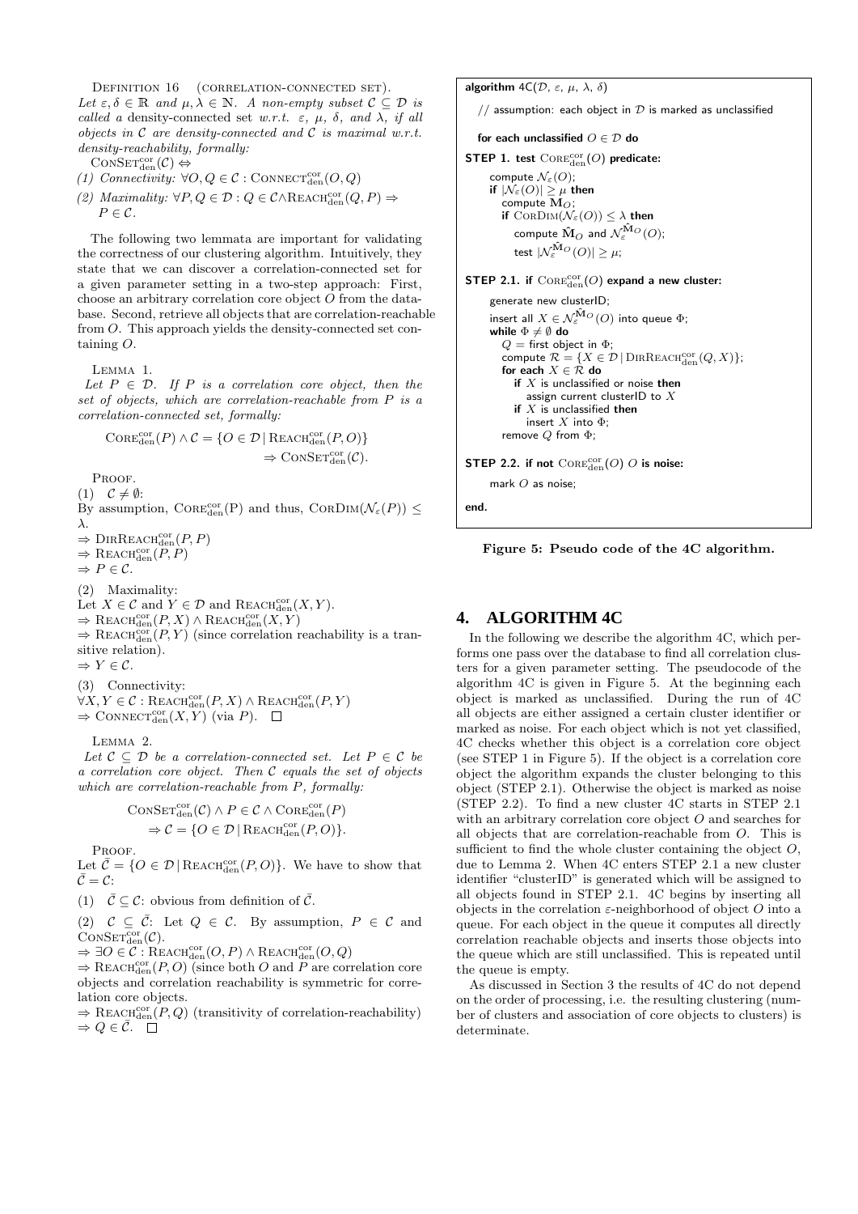Definition 16 (correlation-connected set). *Let $\varepsilon, \delta \in \mathbb{R}$ and $\mu, \lambda \in \mathbb{N}$. A non-empty subset $\mathcal{C} \subseteq \mathcal{D}$ is called a* density-connected set *w.r.t. $\varepsilon$, $\mu$, $\delta$, and $\lambda$, if all objects in $\mathcal{C}$ are density-connected and $\mathcal{C}$ is maximal w.r.t. density-reachability, formally:*

$\mathrm{ConSet}^{\mathrm{cor}}_{\mathrm{den}}(\mathcal{C}) \Leftrightarrow$

*(1) Connectivity: $\forall O, Q \in \mathcal{C} : \mathrm{Connect}^{\mathrm{cor}}_{\mathrm{den}}(O, Q)$*

*(2) Maximality: $\forall P, Q \in \mathcal{D} : Q \in \mathcal{C} \wedge \mathrm{Reach}^{\mathrm{cor}}_{\mathrm{den}}(Q, P) \Rightarrow P \in \mathcal{C}$.*

The following two lemmata are important for validating the correctness of our clustering algorithm. Intuitively, they state that we can discover a correlation-connected set for a given parameter setting in a two-step approach: First, choose an arbitrary correlation core object $O$ from the database. Second, retrieve all objects that are correlation-reachable from $O$. This approach yields the density-connected set containing $O$.

Lemma 1.
*Let $P \in \mathcal{D}$. If $P$ is a correlation core object, then the set of objects, which are correlation-reachable from $P$ is a correlation-connected set, formally:*

$$\mathrm{Core}^{\mathrm{cor}}_{\mathrm{den}}(P) \wedge \mathcal{C} = \{O \in \mathcal{D} \,|\, \mathrm{Reach}^{\mathrm{cor}}_{\mathrm{den}}(P, O)\} \Rightarrow \mathrm{ConSet}^{\mathrm{cor}}_{\mathrm{den}}(\mathcal{C}).$$

Proof.

(1) $\mathcal{C} \neq \emptyset$:
By assumption, $\mathrm{Core}^{\mathrm{cor}}_{\mathrm{den}}(P)$ and thus, $\mathrm{CorDim}(\mathcal{N}_\varepsilon(P)) \leq \lambda$.
$\Rightarrow \mathrm{DirReach}^{\mathrm{cor}}_{\mathrm{den}}(P, P)$
$\Rightarrow \mathrm{Reach}^{\mathrm{cor}}_{\mathrm{den}}(P, P)$
$\Rightarrow P \in \mathcal{C}$.

(2) Maximality:
Let $X \in \mathcal{C}$ and $Y \in \mathcal{D}$ and $\mathrm{Reach}^{\mathrm{cor}}_{\mathrm{den}}(X, Y)$.
$\Rightarrow \mathrm{Reach}^{\mathrm{cor}}_{\mathrm{den}}(P, X) \wedge \mathrm{Reach}^{\mathrm{cor}}_{\mathrm{den}}(X, Y)$
$\Rightarrow \mathrm{Reach}^{\mathrm{cor}}_{\mathrm{den}}(P, Y)$ (since correlation reachability is a transitive relation).
$\Rightarrow Y \in \mathcal{C}$.

(3) Connectivity:
$\forall X, Y \in \mathcal{C} : \mathrm{Reach}^{\mathrm{cor}}_{\mathrm{den}}(P, X) \wedge \mathrm{Reach}^{\mathrm{cor}}_{\mathrm{den}}(P, Y)$
$\Rightarrow \mathrm{Connect}^{\mathrm{cor}}_{\mathrm{den}}(X, Y)$ (via $P$). □

Lemma 2.
*Let $\mathcal{C} \subseteq \mathcal{D}$ be a correlation-connected set. Let $P \in \mathcal{C}$ be a correlation core object. Then $\mathcal{C}$ equals the set of objects which are correlation-reachable from $P$, formally:*

$$\mathrm{ConSet}^{\mathrm{cor}}_{\mathrm{den}}(\mathcal{C}) \wedge P \in \mathcal{C} \wedge \mathrm{Core}^{\mathrm{cor}}_{\mathrm{den}}(P) \Rightarrow \mathcal{C} = \{O \in \mathcal{D} \,|\, \mathrm{Reach}^{\mathrm{cor}}_{\mathrm{den}}(P, O)\}.$$

Proof.
Let $\bar{\mathcal{C}} = \{O \in \mathcal{D} \,|\, \mathrm{Reach}^{\mathrm{cor}}_{\mathrm{den}}(P, O)\}$. We have to show that $\bar{\mathcal{C}} = \mathcal{C}$:

(1) $\bar{\mathcal{C}} \subseteq \mathcal{C}$: obvious from definition of $\bar{\mathcal{C}}$.

(2) $\mathcal{C} \subseteq \bar{\mathcal{C}}$: Let $Q \in \mathcal{C}$. By assumption, $P \in \mathcal{C}$ and $\mathrm{ConSet}^{\mathrm{cor}}_{\mathrm{den}}(\mathcal{C})$.
$\Rightarrow \exists O \in \mathcal{C} : \mathrm{Reach}^{\mathrm{cor}}_{\mathrm{den}}(O, P) \wedge \mathrm{Reach}^{\mathrm{cor}}_{\mathrm{den}}(O, Q)$
$\Rightarrow \mathrm{Reach}^{\mathrm{cor}}_{\mathrm{den}}(P, O)$ (since both $O$ and $P$ are correlation core objects and correlation reachability is symmetric for correlation core objects.
$\Rightarrow \mathrm{Reach}^{\mathrm{cor}}_{\mathrm{den}}(P, Q)$ (transitivity of correlation-reachability)
$\Rightarrow Q \in \bar{\mathcal{C}}$. □

```
algorithm 4C(D, ε, μ, λ, δ)
  // assumption: each object in D is marked as unclassified
  for each unclassified O ∈ D do
STEP 1. test Core_den^cor(O) predicate:
    compute N_ε(O);
    if |N_ε(O)| ≥ μ then
      compute M_O;
      if CorDim(N_ε(O)) ≤ λ then
        compute M̂_O and N_ε^{M̂_O}(O);
        test |N_ε^{M̂_O}(O)| ≥ μ;
STEP 2.1. if Core_den^cor(O) expand a new cluster:
    generate new clusterID;
    insert all X ∈ N_ε^{M̂_O}(O) into queue Φ;
    while Φ ≠ ∅ do
      Q = first object in Φ;
      compute R = {X ∈ D | DirReach_den^cor(Q, X)};
      for each X ∈ R do
        if X is unclassified or noise then
          assign current clusterID to X
        if X is unclassified then
          insert X into Φ;
      remove Q from Φ;
STEP 2.2. if not Core_den^cor(O) O is noise:
    mark O as noise;
end.
```

**Figure 5: Pseudo code of the 4C algorithm.**

## 4. ALGORITHM 4C

In the following we describe the algorithm 4C, which performs one pass over the database to find all correlation clusters for a given parameter setting. The pseudocode of the algorithm 4C is given in Figure 5. At the beginning each object is marked as unclassified. During the run of 4C all objects are either assigned a certain cluster identifier or marked as noise. For each object which is not yet classified, 4C checks whether this object is a correlation core object (see STEP 1 in Figure 5). If the object is a correlation core object the algorithm expands the cluster belonging to this object (STEP 2.1). Otherwise the object is marked as noise (STEP 2.2). To find a new cluster 4C starts in STEP 2.1 with an arbitrary correlation core object $O$ and searches for all objects that are correlation-reachable from $O$. This is sufficient to find the whole cluster containing the object $O$, due to Lemma 2. When 4C enters STEP 2.1 a new cluster identifier "clusterID" is generated which will be assigned to all objects found in STEP 2.1. 4C begins by inserting all objects in the correlation $\varepsilon$-neighborhood of object $O$ into a queue. For each object in the queue it computes all directly correlation reachable objects and inserts those objects into the queue which are still unclassified. This is repeated until the queue is empty.

As discussed in Section 3 the results of 4C do not depend on the order of processing, i.e. the resulting clustering (number of clusters and association of core objects to clusters) is determinate.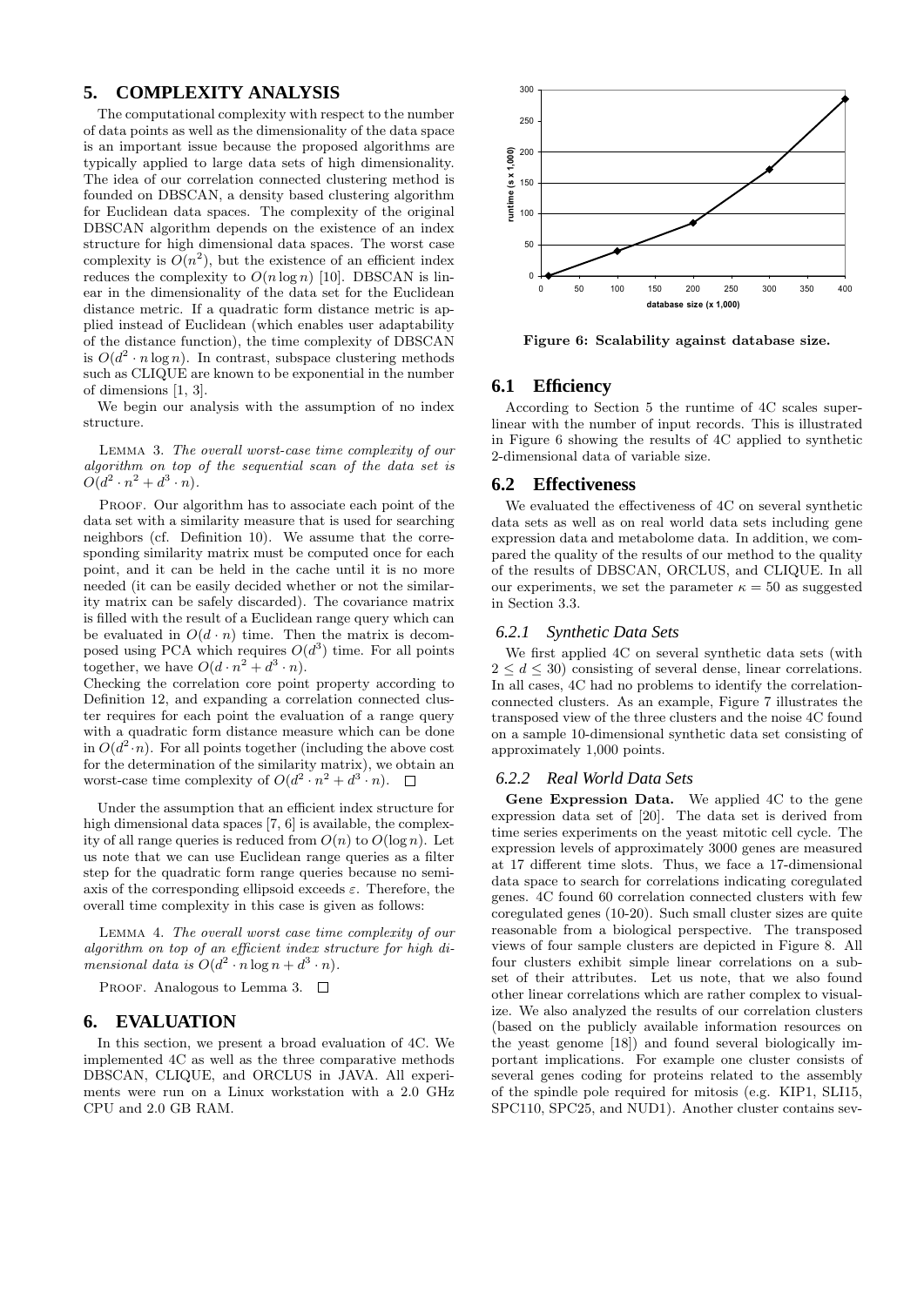## 5. COMPLEXITY ANALYSIS

The computational complexity with respect to the number of data points as well as the dimensionality of the data space is an important issue because the proposed algorithms are typically applied to large data sets of high dimensionality. The idea of our correlation connected clustering method is founded on DBSCAN, a density based clustering algorithm for Euclidean data spaces. The complexity of the original DBSCAN algorithm depends on the existence of an index structure for high dimensional data spaces. The worst case complexity is $O(n^2)$, but the existence of an efficient index reduces the complexity to $O(n \log n)$ [10]. DBSCAN is linear in the dimensionality of the data set for the Euclidean distance metric. If a quadratic form distance metric is applied instead of Euclidean (which enables user adaptability of the distance function), the time complexity of DBSCAN is $O(d^2 \cdot n \log n)$. In contrast, subspace clustering methods such as CLIQUE are known to be exponential in the number of dimensions [1, 3].

We begin our analysis with the assumption of no index structure.

LEMMA 3. *The overall worst-case time complexity of our algorithm on top of the sequential scan of the data set is* $O(d^2 \cdot n^2 + d^3 \cdot n)$.

PROOF. Our algorithm has to associate each point of the data set with a similarity measure that is used for searching neighbors (cf. Definition 10). We assume that the corresponding similarity matrix must be computed once for each point, and it can be held in the cache until it is no more needed (it can be easily decided whether or not the similarity matrix can be safely discarded). The covariance matrix is filled with the result of a Euclidean range query which can be evaluated in $O(d \cdot n)$ time. Then the matrix is decomposed using PCA which requires $O(d^3)$ time. For all points together, we have $O(d \cdot n^2 + d^3 \cdot n)$.
Checking the correlation core point property according to Definition 12, and expanding a correlation connected cluster requires for each point the evaluation of a range query with a quadratic form distance measure which can be done in $O(d^2 \cdot n)$. For all points together (including the above cost for the determination of the similarity matrix), we obtain an worst-case time complexity of $O(d^2 \cdot n^2 + d^3 \cdot n)$. □

Under the assumption that an efficient index structure for high dimensional data spaces [7, 6] is available, the complexity of all range queries is reduced from $O(n)$ to $O(\log n)$. Let us note that we can use Euclidean range queries as a filter step for the quadratic form range queries because no semi-axis of the corresponding ellipsoid exceeds $\varepsilon$. Therefore, the overall time complexity in this case is given as follows:

LEMMA 4. *The overall worst case time complexity of our algorithm on top of an efficient index structure for high dimensional data is* $O(d^2 \cdot n \log n + d^3 \cdot n)$.

PROOF. Analogous to Lemma 3. □

## 6. EVALUATION

In this section, we present a broad evaluation of 4C. We implemented 4C as well as the three comparative methods DBSCAN, CLIQUE, and ORCLUS in JAVA. All experiments were run on a Linux workstation with a 2.0 GHz CPU and 2.0 GB RAM.

**Figure 6: Scalability against database size.**

### 6.1 Efficiency

According to Section 5 the runtime of 4C scales superlinear with the number of input records. This is illustrated in Figure 6 showing the results of 4C applied to synthetic 2-dimensional data of variable size.

### 6.2 Effectiveness

We evaluated the effectiveness of 4C on several synthetic data sets as well as on real world data sets including gene expression data and metabolome data. In addition, we compared the quality of the results of our method to the quality of the results of DBSCAN, ORCLUS, and CLIQUE. In all our experiments, we set the parameter $\kappa = 50$ as suggested in Section 3.3.

#### 6.2.1 Synthetic Data Sets

We first applied 4C on several synthetic data sets (with $2 \leq d \leq 30$) consisting of several dense, linear correlations. In all cases, 4C had no problems to identify the correlation-connected clusters. As an example, Figure 7 illustrates the transposed view of the three clusters and the noise 4C found on a sample 10-dimensional synthetic data set consisting of approximately 1,000 points.

#### 6.2.2 Real World Data Sets

**Gene Expression Data.** We applied 4C to the gene expression data set of [20]. The data set is derived from time series experiments on the yeast mitotic cell cycle. The expression levels of approximately 3000 genes are measured at 17 different time slots. Thus, we face a 17-dimensional data space to search for correlations indicating coregulated genes. 4C found 60 correlation connected clusters with few coregulated genes (10-20). Such small cluster sizes are quite reasonable from a biological perspective. The transposed views of four sample clusters are depicted in Figure 8. All four clusters exhibit simple linear correlations on a subset of their attributes. Let us note, that we also found other linear correlations which are rather complex to visualize. We also analyzed the results of our correlation clusters (based on the publicly available information resources on the yeast genome [18]) and found several biologically important implications. For example one cluster consists of several genes coding for proteins related to the assembly of the spindle pole required for mitosis (e.g. KIP1, SLI15, SPC110, SPC25, and NUD1). Another cluster contains sev-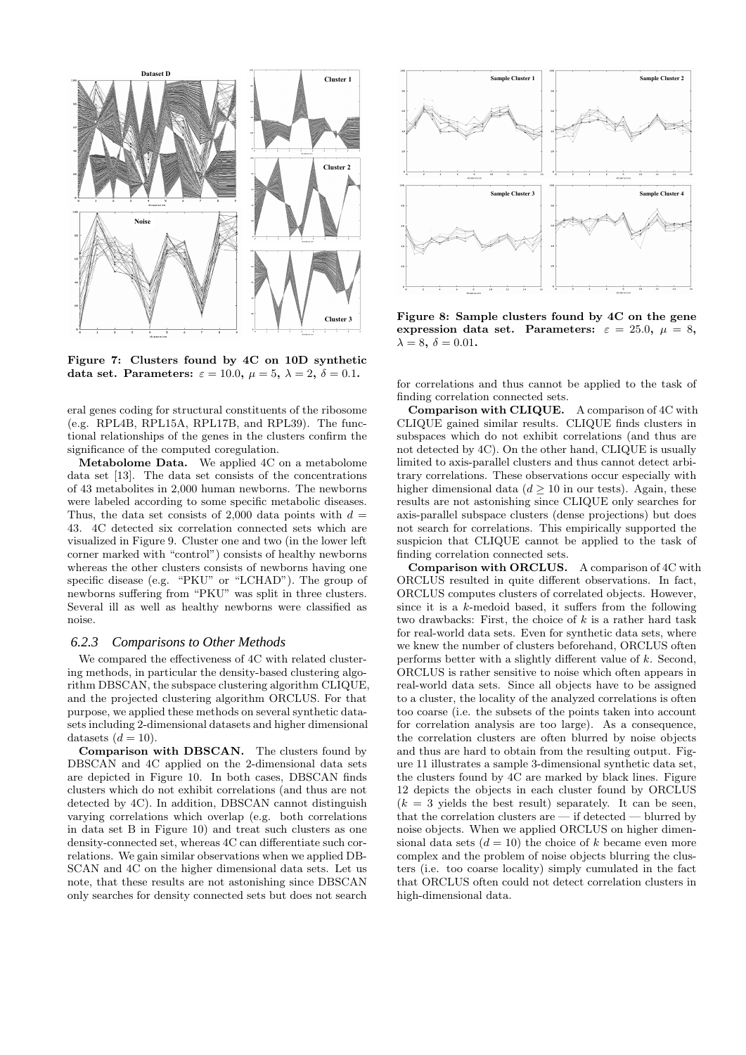Figure 7: Clusters found by 4C on 10D synthetic data set. Parameters: $\varepsilon = 10.0$, $\mu = 5$, $\lambda = 2$, $\delta = 0.1$.

Figure 8: Sample clusters found by 4C on the gene expression data set. Parameters: $\varepsilon = 25.0$, $\mu = 8$, $\lambda = 8$, $\delta = 0.01$.

eral genes coding for structural constituents of the ribosome (e.g. RPL4B, RPL15A, RPL17B, and RPL39). The functional relationships of the genes in the clusters confirm the significance of the computed coregulation.

**Metabolome Data.** We applied 4C on a metabolome data set [13]. The data set consists of the concentrations of 43 metabolites in 2,000 human newborns. The newborns were labeled according to some specific metabolic diseases. Thus, the data set consists of 2,000 data points with $d = 43$. 4C detected six correlation connected sets which are visualized in Figure 9. Cluster one and two (in the lower left corner marked with "control") consists of healthy newborns whereas the other clusters consists of newborns having one specific disease (e.g. "PKU" or "LCHAD"). The group of newborns suffering from "PKU" was split in three clusters. Several ill as well as healthy newborns were classified as noise.

### 6.2.3 Comparisons to Other Methods

We compared the effectiveness of 4C with related clustering methods, in particular the density-based clustering algorithm DBSCAN, the subspace clustering algorithm CLIQUE, and the projected clustering algorithm ORCLUS. For that purpose, we applied these methods on several synthetic datasets including 2-dimensional datasets and higher dimensional datasets ($d = 10$).

**Comparison with DBSCAN.** The clusters found by DBSCAN and 4C applied on the 2-dimensional data sets are depicted in Figure 10. In both cases, DBSCAN finds clusters which do not exhibit correlations (and thus are not detected by 4C). In addition, DBSCAN cannot distinguish varying correlations which overlap (e.g. both correlations in data set B in Figure 10) and treat such clusters as one density-connected set, whereas 4C can differentiate such correlations. We gain similar observations when we applied DBSCAN and 4C on the higher dimensional data sets. Let us note, that these results are not astonishing since DBSCAN only searches for density connected sets but does not search for correlations and thus cannot be applied to the task of finding correlation connected sets.

**Comparison with CLIQUE.** A comparison of 4C with CLIQUE gained similar results. CLIQUE finds clusters in subspaces which do not exhibit correlations (and thus are not detected by 4C). On the other hand, CLIQUE is usually limited to axis-parallel clusters and thus cannot detect arbitrary correlations. These observations occur especially with higher dimensional data ($d \geq 10$ in our tests). Again, these results are not astonishing since CLIQUE only searches for axis-parallel subspace clusters (dense projections) but does not search for correlations. This empirically supported the suspicion that CLIQUE cannot be applied to the task of finding correlation connected sets.

**Comparison with ORCLUS.** A comparison of 4C with ORCLUS resulted in quite different observations. In fact, ORCLUS computes clusters of correlated objects. However, since it is a $k$-medoid based, it suffers from the following two drawbacks: First, the choice of $k$ is a rather hard task for real-world data sets. Even for synthetic data sets, where we knew the number of clusters beforehand, ORCLUS often performs better with a slightly different value of $k$. Second, ORCLUS is rather sensitive to noise which often appears in real-world data sets. Since all objects have to be assigned to a cluster, the locality of the analyzed correlations is often too coarse (i.e. the subsets of the points taken into account for correlation analysis are too large). As a consequence, the correlation clusters are often blurred by noise objects and thus are hard to obtain from the resulting output. Figure 11 illustrates a sample 3-dimensional synthetic data set, the clusters found by 4C are marked by black lines. Figure 12 depicts the objects in each cluster found by ORCLUS ($k = 3$ yields the best result) separately. It can be seen, that the correlation clusters are — if detected — blurred by noise objects. When we applied ORCLUS on higher dimensional data sets ($d = 10$) the choice of $k$ became even more complex and the problem of noise objects blurring the clusters (i.e. too coarse locality) simply cumulated in the fact that ORCLUS often could not detect correlation clusters in high-dimensional data.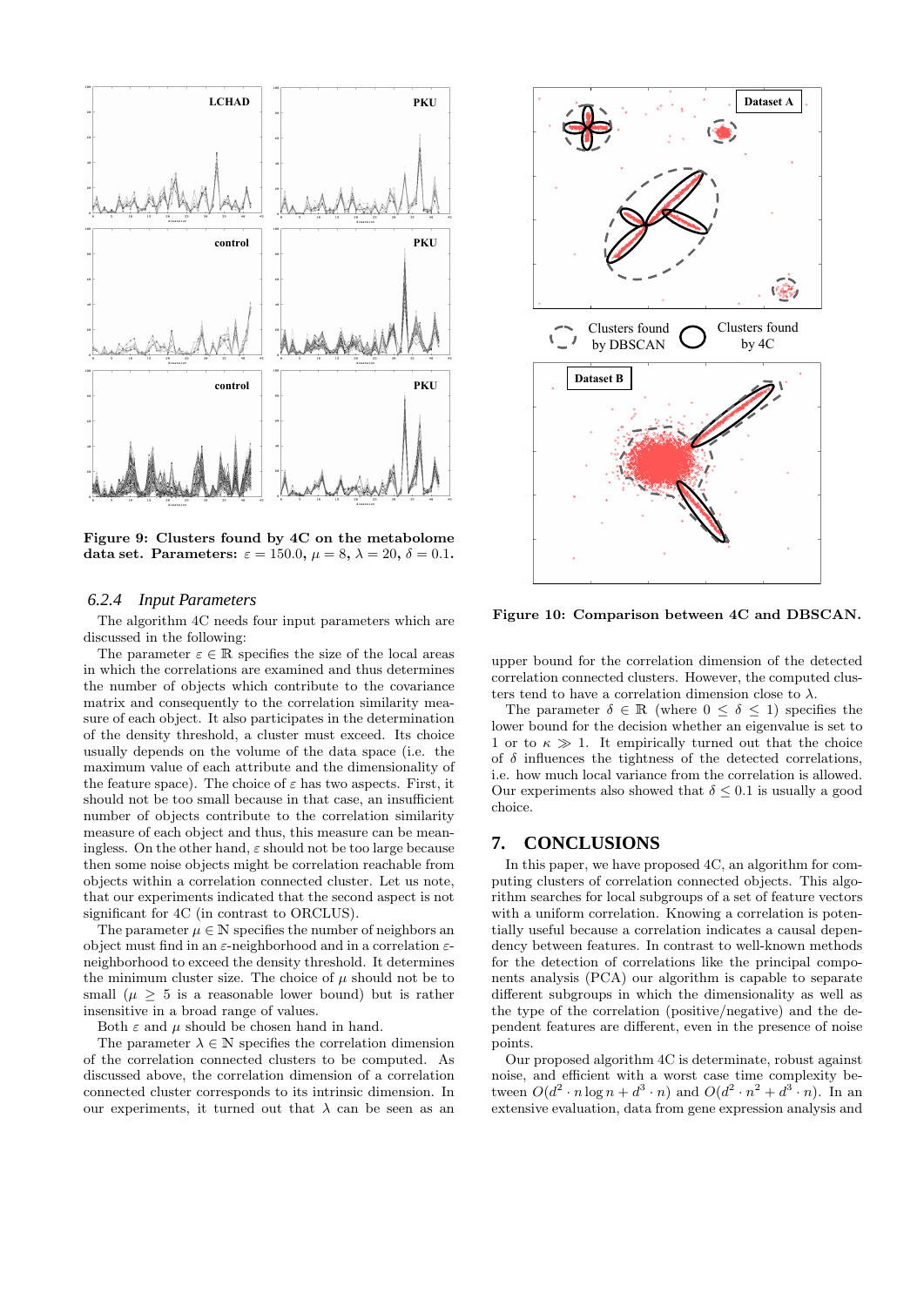**Figure 9: Clusters found by 4C on the metabolome data set. Parameters: $\varepsilon = 150.0$, $\mu = 8$, $\lambda = 20$, $\delta = 0.1$.**

### 6.2.4 *Input Parameters*

The algorithm 4C needs four input parameters which are discussed in the following:

The parameter $\varepsilon \in \mathbb{R}$ specifies the size of the local areas in which the correlations are examined and thus determines the number of objects which contribute to the covariance matrix and consequently to the correlation similarity measure of each object. It also participates in the determination of the density threshold, a cluster must exceed. Its choice usually depends on the volume of the data space (i.e. the maximum value of each attribute and the dimensionality of the feature space). The choice of $\varepsilon$ has two aspects. First, it should not be too small because in that case, an insufficient number of objects contribute to the correlation similarity measure of each object and thus, this measure can be meaningless. On the other hand, $\varepsilon$ should not be too large because then some noise objects might be correlation reachable from objects within a correlation connected cluster. Let us note, that our experiments indicated that the second aspect is not significant for 4C (in contrast to ORCLUS).

The parameter $\mu \in \mathbb{N}$ specifies the number of neighbors an object must find in an $\varepsilon$-neighborhood and in a correlation $\varepsilon$-neighborhood to exceed the density threshold. It determines the minimum cluster size. The choice of $\mu$ should not be to small ($\mu \geq 5$ is a reasonable lower bound) but is rather insensitive in a broad range of values.

Both $\varepsilon$ and $\mu$ should be chosen hand in hand.

The parameter $\lambda \in \mathbb{N}$ specifies the correlation dimension of the correlation connected clusters to be computed. As discussed above, the correlation dimension of a correlation connected cluster corresponds to its intrinsic dimension. In our experiments, it turned out that $\lambda$ can be seen as an upper bound for the correlation dimension of the detected correlation connected clusters. However, the computed clusters tend to have a correlation dimension close to $\lambda$.

The parameter $\delta \in \mathbb{R}$ (where $0 \leq \delta \leq 1$) specifies the lower bound for the decision whether an eigenvalue is set to 1 or to $\kappa \gg 1$. It empirically turned out that the choice of $\delta$ influences the tightness of the detected correlations, i.e. how much local variance from the correlation is allowed. Our experiments also showed that $\delta \leq 0.1$ is usually a good choice.

**Figure 10: Comparison between 4C and DBSCAN.**

## 7. CONCLUSIONS

In this paper, we have proposed 4C, an algorithm for computing clusters of correlation connected objects. This algorithm searches for local subgroups of a set of feature vectors with a uniform correlation. Knowing a correlation is potentially useful because a correlation indicates a causal dependency between features. In contrast to well-known methods for the detection of correlations like the principal components analysis (PCA) our algorithm is capable to separate different subgroups in which the dimensionality as well as the type of the correlation (positive/negative) and the dependent features are different, even in the presence of noise points.

Our proposed algorithm 4C is determinate, robust against noise, and efficient with a worst case time complexity between $O(d^2 \cdot n \log n + d^3 \cdot n)$ and $O(d^2 \cdot n^2 + d^3 \cdot n)$. In an extensive evaluation, data from gene expression analysis and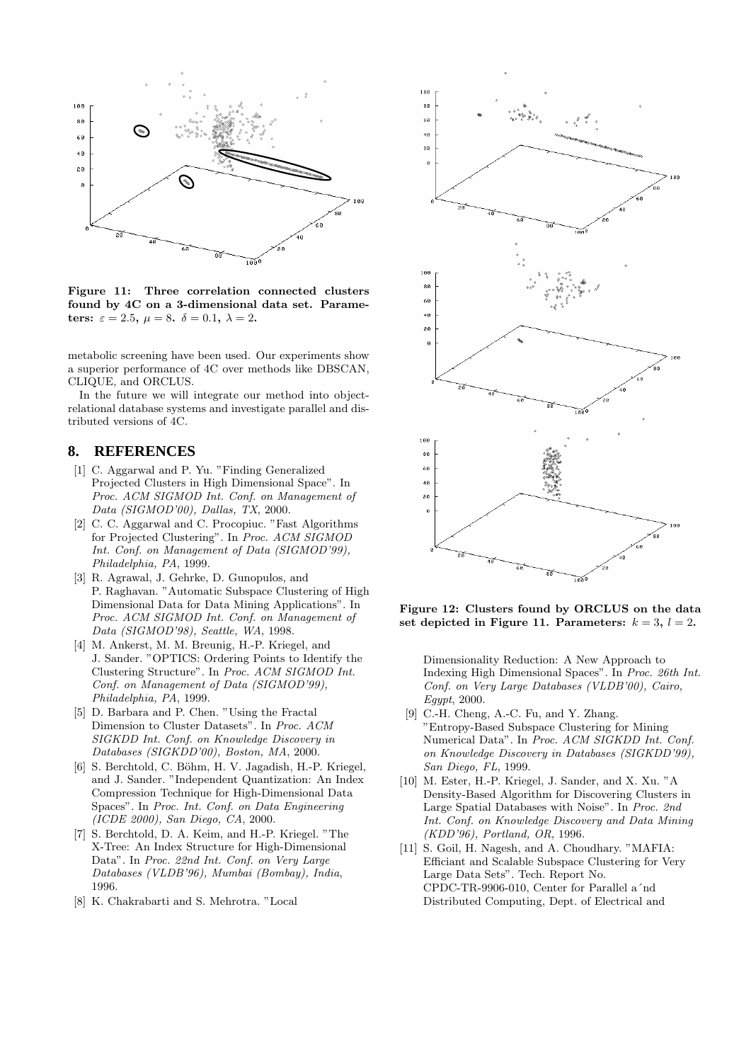Figure 11: Three correlation connected clusters found by 4C on a 3-dimensional data set. Parameters: $\varepsilon = 2.5$, $\mu = 8$. $\delta = 0.1$, $\lambda = 2$.

metabolic screening have been used. Our experiments show a superior performance of 4C over methods like DBSCAN, CLIQUE, and ORCLUS.

In the future we will integrate our method into object-relational database systems and investigate parallel and distributed versions of 4C.

## 8. REFERENCES

[1] C. Aggarwal and P. Yu. "Finding Generalized Projected Clusters in High Dimensional Space". In *Proc. ACM SIGMOD Int. Conf. on Management of Data (SIGMOD'00), Dallas, TX*, 2000.

[2] C. C. Aggarwal and C. Procopiuc. "Fast Algorithms for Projected Clustering". In *Proc. ACM SIGMOD Int. Conf. on Management of Data (SIGMOD'99), Philadelphia, PA*, 1999.

[3] R. Agrawal, J. Gehrke, D. Gunopulos, and P. Raghavan. "Automatic Subspace Clustering of High Dimensional Data for Data Mining Applications". In *Proc. ACM SIGMOD Int. Conf. on Management of Data (SIGMOD'98), Seattle, WA*, 1998.

[4] M. Ankerst, M. M. Breunig, H.-P. Kriegel, and J. Sander. "OPTICS: Ordering Points to Identify the Clustering Structure". In *Proc. ACM SIGMOD Int. Conf. on Management of Data (SIGMOD'99), Philadelphia, PA*, 1999.

[5] D. Barbara and P. Chen. "Using the Fractal Dimension to Cluster Datasets". In *Proc. ACM SIGKDD Int. Conf. on Knowledge Discovery in Databases (SIGKDD'00), Boston, MA*, 2000.

[6] S. Berchtold, C. Böhm, H. V. Jagadish, H.-P. Kriegel, and J. Sander. "Independent Quantization: An Index Compression Technique for High-Dimensional Data Spaces". In *Proc. Int. Conf. on Data Engineering (ICDE 2000), San Diego, CA*, 2000.

[7] S. Berchtold, D. A. Keim, and H.-P. Kriegel. "The X-Tree: An Index Structure for High-Dimensional Data". In *Proc. 22nd Int. Conf. on Very Large Databases (VLDB'96), Mumbai (Bombay), India*, 1996.

[8] K. Chakrabarti and S. Mehrotra. "Local Dimensionality Reduction: A New Approach to Indexing High Dimensional Spaces". In *Proc. 26th Int. Conf. on Very Large Databases (VLDB'00), Cairo, Egypt*, 2000.

[9] C.-H. Cheng, A.-C. Fu, and Y. Zhang. "Entropy-Based Subspace Clustering for Mining Numerical Data". In *Proc. ACM SIGKDD Int. Conf. on Knowledge Discovery in Databases (SIGKDD'99), San Diego, FL*, 1999.

[10] M. Ester, H.-P. Kriegel, J. Sander, and X. Xu. "A Density-Based Algorithm for Discovering Clusters in Large Spatial Databases with Noise". In *Proc. 2nd Int. Conf. on Knowledge Discovery and Data Mining (KDD'96), Portland, OR*, 1996.

[11] S. Goil, H. Nagesh, and A. Choudhary. "MAFIA: Efficiant and Scalable Subspace Clustering for Very Large Data Sets". Tech. Report No. CPDC-TR-9906-010, Center for Parallel a´nd Distributed Computing, Dept. of Electrical and

Figure 12: Clusters found by ORCLUS on the data set depicted in Figure 11. Parameters: $k = 3$, $l = 2$.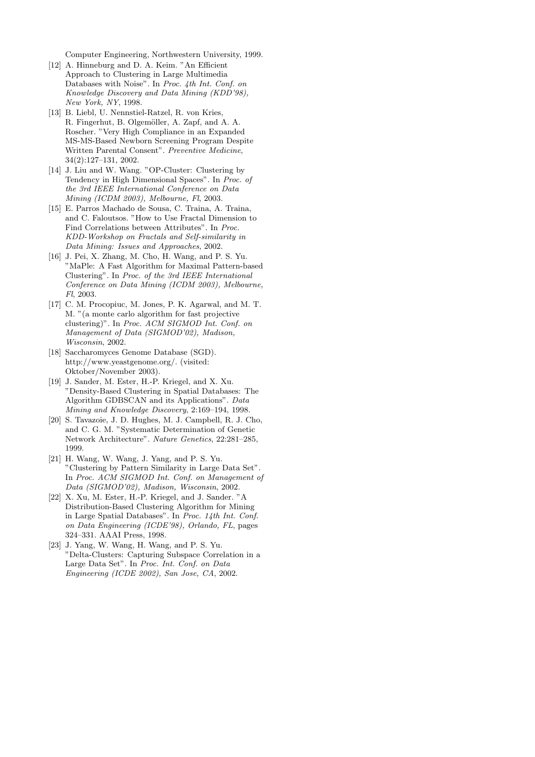Computer Engineering, Northwestern University, 1999.

- [12] A. Hinneburg and D. A. Keim. "An Efficient Approach to Clustering in Large Multimedia Databases with Noise". In *Proc. 4th Int. Conf. on Knowledge Discovery and Data Mining (KDD'98), New York, NY*, 1998.
- [13] B. Liebl, U. Nennstiel-Ratzel, R. von Kries, R. Fingerhut, B. Olgemöller, A. Zapf, and A. A. Roscher. "Very High Compliance in an Expanded MS-MS-Based Newborn Screening Program Despite Written Parental Consent". *Preventive Medicine*, 34(2):127–131, 2002.
- [14] J. Liu and W. Wang. "OP-Cluster: Clustering by Tendency in High Dimensional Spaces". In *Proc. of the 3rd IEEE International Conference on Data Mining (ICDM 2003), Melbourne, Fl*, 2003.
- [15] E. Parros Machado de Sousa, C. Traina, A. Traina, and C. Faloutsos. "How to Use Fractal Dimension to Find Correlations between Attributes". In *Proc. KDD-Workshop on Fractals and Self-similarity in Data Mining: Issues and Approaches*, 2002.
- [16] J. Pei, X. Zhang, M. Cho, H. Wang, and P. S. Yu. "MaPle: A Fast Algorithm for Maximal Pattern-based Clustering". In *Proc. of the 3rd IEEE International Conference on Data Mining (ICDM 2003), Melbourne, Fl*, 2003.
- [17] C. M. Procopiuc, M. Jones, P. K. Agarwal, and M. T. M. "(a monte carlo algorithm for fast projective clustering)". In *Proc. ACM SIGMOD Int. Conf. on Management of Data (SIGMOD'02), Madison, Wisconsin*, 2002.
- [18] Saccharomyces Genome Database (SGD). http://www.yeastgenome.org/. (visited: Oktober/November 2003).
- [19] J. Sander, M. Ester, H.-P. Kriegel, and X. Xu. "Density-Based Clustering in Spatial Databases: The Algorithm GDBSCAN and its Applications". *Data Mining and Knowledge Discovery*, 2:169–194, 1998.
- [20] S. Tavazoie, J. D. Hughes, M. J. Campbell, R. J. Cho, and C. G. M. "Systematic Determination of Genetic Network Architecture". *Nature Genetics*, 22:281–285, 1999.
- [21] H. Wang, W. Wang, J. Yang, and P. S. Yu. "Clustering by Pattern Similarity in Large Data Set". In *Proc. ACM SIGMOD Int. Conf. on Management of Data (SIGMOD'02), Madison, Wisconsin*, 2002.
- [22] X. Xu, M. Ester, H.-P. Kriegel, and J. Sander. "A Distribution-Based Clustering Algorithm for Mining in Large Spatial Databases". In *Proc. 14th Int. Conf. on Data Engineering (ICDE'98), Orlando, FL*, pages 324–331. AAAI Press, 1998.
- [23] J. Yang, W. Wang, H. Wang, and P. S. Yu. "Delta-Clusters: Capturing Subspace Correlation in a Large Data Set". In *Proc. Int. Conf. on Data Engineering (ICDE 2002), San Jose, CA*, 2002.